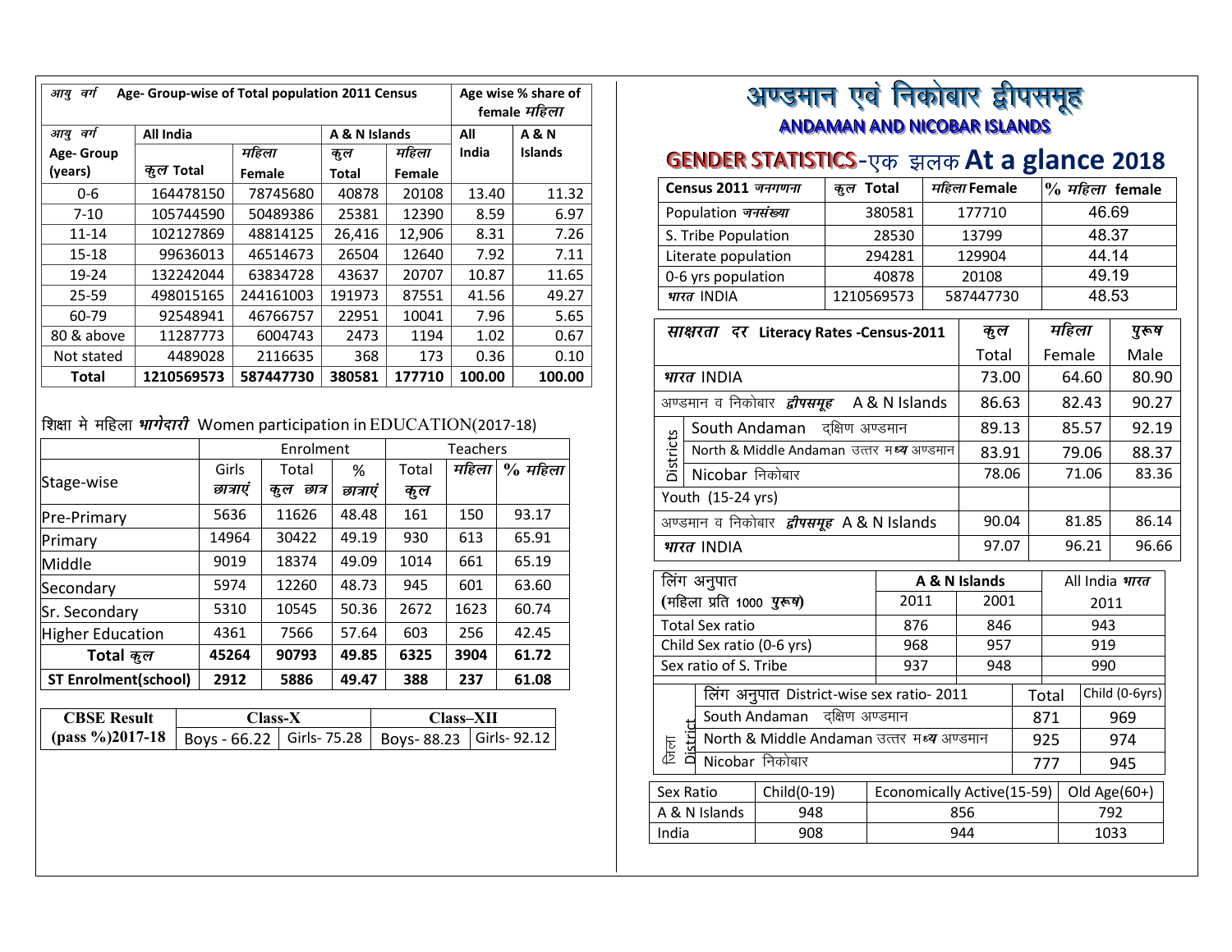# अण्डमान एवं निकोबार द्वीपसमूह

## ANDAMAN AND NICOBAR ISLANDS

## GENDER STATISTICS-एक झलक At a glance 2018

| आयु वर्ग Age- Group-wise of Total population 2011 Census | | | | | Age wise % share of female महिला | |
|---|---|---|---|---|---|---|
| आयु वर्ग Age- Group (years) | All India | | A & N Islands | | All India | A & N Islands |
| | कुल Total | महिला Female | कुल Total | महिला Female | | |
| 0-6 | 164478150 | 78745680 | 40878 | 20108 | 13.40 | 11.32 |
| 7-10 | 105744590 | 50489386 | 25381 | 12390 | 8.59 | 6.97 |
| 11-14 | 102127869 | 48814125 | 26,416 | 12,906 | 8.31 | 7.26 |
| 15-18 | 99636013 | 46514673 | 26504 | 12640 | 7.92 | 7.11 |
| 19-24 | 132242044 | 63834728 | 43637 | 20707 | 10.87 | 11.65 |
| 25-59 | 498015165 | 244161003 | 191973 | 87551 | 41.56 | 49.27 |
| 60-79 | 92548941 | 46766757 | 22951 | 10041 | 7.96 | 5.65 |
| 80 & above | 11287773 | 6004743 | 2473 | 1194 | 1.02 | 0.67 |
| Not stated | 4489028 | 2116635 | 368 | 173 | 0.36 | 0.10 |
| **Total** | **1210569573** | **587447730** | **380581** | **177710** | **100.00** | **100.00** |

शिक्षा मे महिला ***भागेदारी*** Women participation in EDUCATION(2017-18)

| Stage-wise | Enrolment | | | Teachers | | |
|---|---|---|---|---|---|---|
| | Girls छात्राएं | Total कुल छात्र | % छात्राएं | Total कुल | महिला | % महिला |
| Pre-Primary | 5636 | 11626 | 48.48 | 161 | 150 | 93.17 |
| Primary | 14964 | 30422 | 49.19 | 930 | 613 | 65.91 |
| Middle | 9019 | 18374 | 49.09 | 1014 | 661 | 65.19 |
| Secondary | 5974 | 12260 | 48.73 | 945 | 601 | 63.60 |
| Sr. Secondary | 5310 | 10545 | 50.36 | 2672 | 1623 | 60.74 |
| Higher Education | 4361 | 7566 | 57.64 | 603 | 256 | 42.45 |
| **Total कुल** | **45264** | **90793** | **49.85** | **6325** | **3904** | **61.72** |
| **ST Enrolment(school)** | **2912** | **5886** | **49.47** | **388** | **237** | **61.08** |

| **CBSE Result (pass %)2017-18** | **Class-X** | | **Class–XII** | |
|---|---|---|---|---|
| | Boys - 66.22 | Girls- 75.28 | Boys- 88.23 | Girls- 92.12 |

| **Census 2011** जनगणना | कुल Total | महिला Female | % महिला female |
|---|---|---|---|
| Population जनसंख्या | 380581 | 177710 | 46.69 |
| S. Tribe Population | 28530 | 13799 | 48.37 |
| Literate population | 294281 | 129904 | 44.14 |
| 0-6 yrs population | 40878 | 20108 | 49.19 |
| भारत INDIA | 1210569573 | 587447730 | 48.53 |

| साक्षरता दर **Literacy Rates -Census-2011** | | कुल Total | महिला Female | पुरूष Male |
|---|---|---|---|---|
| भारत INDIA | | 73.00 | 64.60 | 80.90 |
| अण्डमान व निकोबार द्वीपसमूह A & N Islands | | 86.63 | 82.43 | 90.27 |
| Districts | South Andaman दक्षिण अण्डमान | 89.13 | 85.57 | 92.19 |
| | North & Middle Andaman उत्तर मध्य अण्डमान | 83.91 | 79.06 | 88.37 |
| | Nicobar निकोबार | 78.06 | 71.06 | 83.36 |
| Youth (15-24 yrs) | | | | |
| अण्डमान व निकोबार द्वीपसमूह A & N Islands | | 90.04 | 81.85 | 86.14 |
| भारत INDIA | | 97.07 | 96.21 | 96.66 |

| लिंग अनुपात **(महिला प्रति 1000 पुरूष)** | A & N Islands 2011 | A & N Islands 2001 | All India भारत 2011 |
|---|---|---|---|
| Total Sex ratio | 876 | 846 | 943 |
| Child Sex ratio (0-6 yrs) | 968 | 957 | 919 |
| Sex ratio of S. Tribe | 937 | 948 | 990 |

| जिला District | लिंग अनुपात District-wise sex ratio- 2011 | Total | Child (0-6yrs) |
|---|---|---|---|
| | South Andaman दक्षिण अण्डमान | 871 | 969 |
| | North & Middle Andaman उत्तर मध्य अण्डमान | 925 | 974 |
| | Nicobar निकोबार | 777 | 945 |

| Sex Ratio | Child(0-19) | Economically Active(15-59) | Old Age(60+) |
|---|---|---|---|
| A & N Islands | 948 | 856 | 792 |
| India | 908 | 944 | 1033 |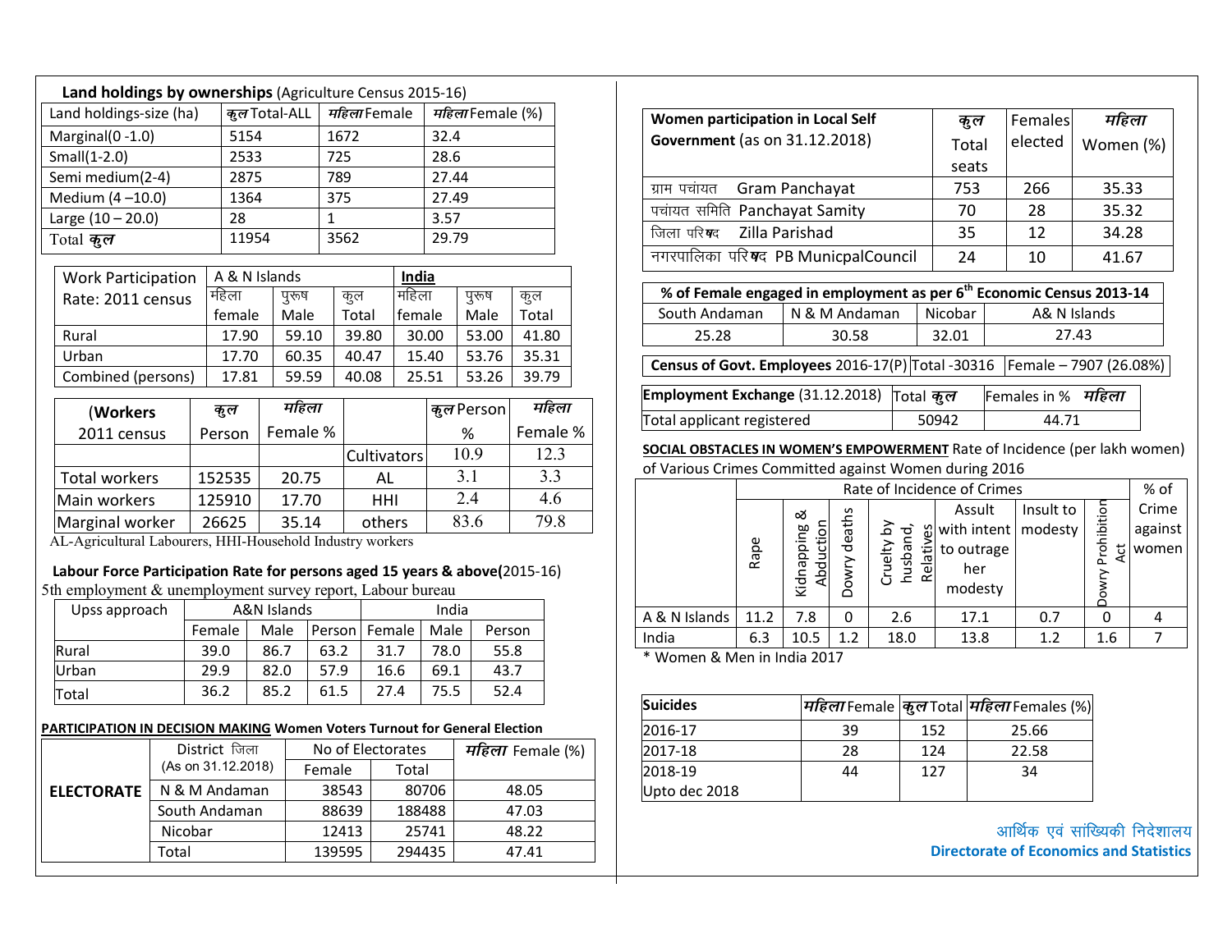**Land holdings by ownerships** (Agriculture Census 2015-16)

| Land holdings-size (ha) | *कुल* Total-ALL | *महिला* Female | *महिला* Female (%) |
|---|---|---|---|
| Marginal(0 -1.0) | 5154 | 1672 | 32.4 |
| Small(1-2.0) | 2533 | 725 | 28.6 |
| Semi medium(2-4) | 2875 | 789 | 27.44 |
| Medium (4 –10.0) | 1364 | 375 | 27.49 |
| Large (10 – 20.0) | 28 | 1 | 3.57 |
| Total *कुल* | 11954 | 3562 | 29.79 |

| Work Participation Rate: 2011 census | A & N Islands | | | **India** | | |
|---|---|---|---|---|---|---|
| | महिला female | पुरूष Male | कुल Total | महिला female | पुरूष Male | कुल Total |
| Rural | 17.90 | 59.10 | 39.80 | 30.00 | 53.00 | 41.80 |
| Urban | 17.70 | 60.35 | 40.47 | 15.40 | 53.76 | 35.31 |
| Combined (persons) | 17.81 | 59.59 | 40.08 | 25.51 | 53.26 | 39.79 |

| (Workers 2011 census | *कुल* Person | *महिला* Female % | | *कुल* Person % | *महिला* Female % |
|---|---|---|---|---|---|
| | | | Cultivators | 10.9 | 12.3 |
| Total workers | 152535 | 20.75 | AL | 3.1 | 3.3 |
| Main workers | 125910 | 17.70 | HHI | 2.4 | 4.6 |
| Marginal worker | 26625 | 35.14 | others | 83.6 | 79.8 |

AL-Agricultural Labourers, HHI-Household Industry workers

**Labour Force Participation Rate for persons aged 15 years & above(**2015-16)
5th employment & unemployment survey report, Labour bureau

| Upss approach | A&N Islands | | | India | | |
|---|---|---|---|---|---|---|
| | Female | Male | Person | Female | Male | Person |
| Rural | 39.0 | 86.7 | 63.2 | 31.7 | 78.0 | 55.8 |
| Urban | 29.9 | 82.0 | 57.9 | 16.6 | 69.1 | 43.7 |
| Total | 36.2 | 85.2 | 61.5 | 27.4 | 75.5 | 52.4 |

**PARTICIPATION IN DECISION MAKING Women Voters Turnout for General Election**

| | District जिला (As on 31.12.2018) | No of Electorates | | *महिला* Female (%) |
|---|---|---|---|---|
| | | Female | Total | |
| **ELECTORATE** | N & M Andaman | 38543 | 80706 | 48.05 |
| | South Andaman | 88639 | 188488 | 47.03 |
| | Nicobar | 12413 | 25741 | 48.22 |
| | Total | 139595 | 294435 | 47.41 |

| **Women participation in Local Self Government** (as on 31.12.2018) | *कुल* Total seats | Females elected | *महिला* Women (%) |
|---|---|---|---|
| ग्राम पचांयत Gram Panchayat | 753 | 266 | 35.33 |
| पचांयत समिति Panchayat Samity | 70 | 28 | 35.32 |
| जिला परिषद Zilla Parishad | 35 | 12 | 34.28 |
| नगरपालिका परिषद PB MunicpalCouncil | 24 | 10 | 41.67 |

| **% of Female engaged in employment as per 6th Economic Census 2013-14** | | | |
|---|---|---|---|
| South Andaman | N & M Andaman | Nicobar | A& N Islands |
| 25.28 | 30.58 | 32.01 | 27.43 |

| **Census of Govt. Employees** 2016-17(P) | Total -30316 | Female – 7907 (26.08%) |
|---|---|---|

| Employment Exchange (31.12.2018) | Total *कुल* | Females in % *महिला* |
|---|---|---|
| Total applicant registered | 50942 | 44.71 |

**SOCIAL OBSTACLES IN WOMEN'S EMPOWERMENT** Rate of Incidence (per lakh women) of Various Crimes Committed against Women during 2016

| | Rate of Incidence of Crimes | | | | | | | % of Crime against women |
|---|---|---|---|---|---|---|---|---|
| | Rape | Kidnapping & Abduction | Dowry deaths | Cruelty by husband, Relatives | Assult with intent to outrage her modesty | Insult to modesty | Dowry Prohibition Act | |
| A & N Islands | 11.2 | 7.8 | 0 | 2.6 | 17.1 | 0.7 | 0 | 4 |
| India | 6.3 | 10.5 | 1.2 | 18.0 | 13.8 | 1.2 | 1.6 | 7 |

\* Women & Men in India 2017

| Suicides | *महिला* Female | *कुल* Total | *महिला* Females (%) |
|---|---|---|---|
| 2016-17 | 39 | 152 | 25.66 |
| 2017-18 | 28 | 124 | 22.58 |
| 2018-19 Upto dec 2018 | 44 | 127 | 34 |

आर्थिक एवं सांख्यिकी निदेशालय
**Directorate of Economics and Statistics**